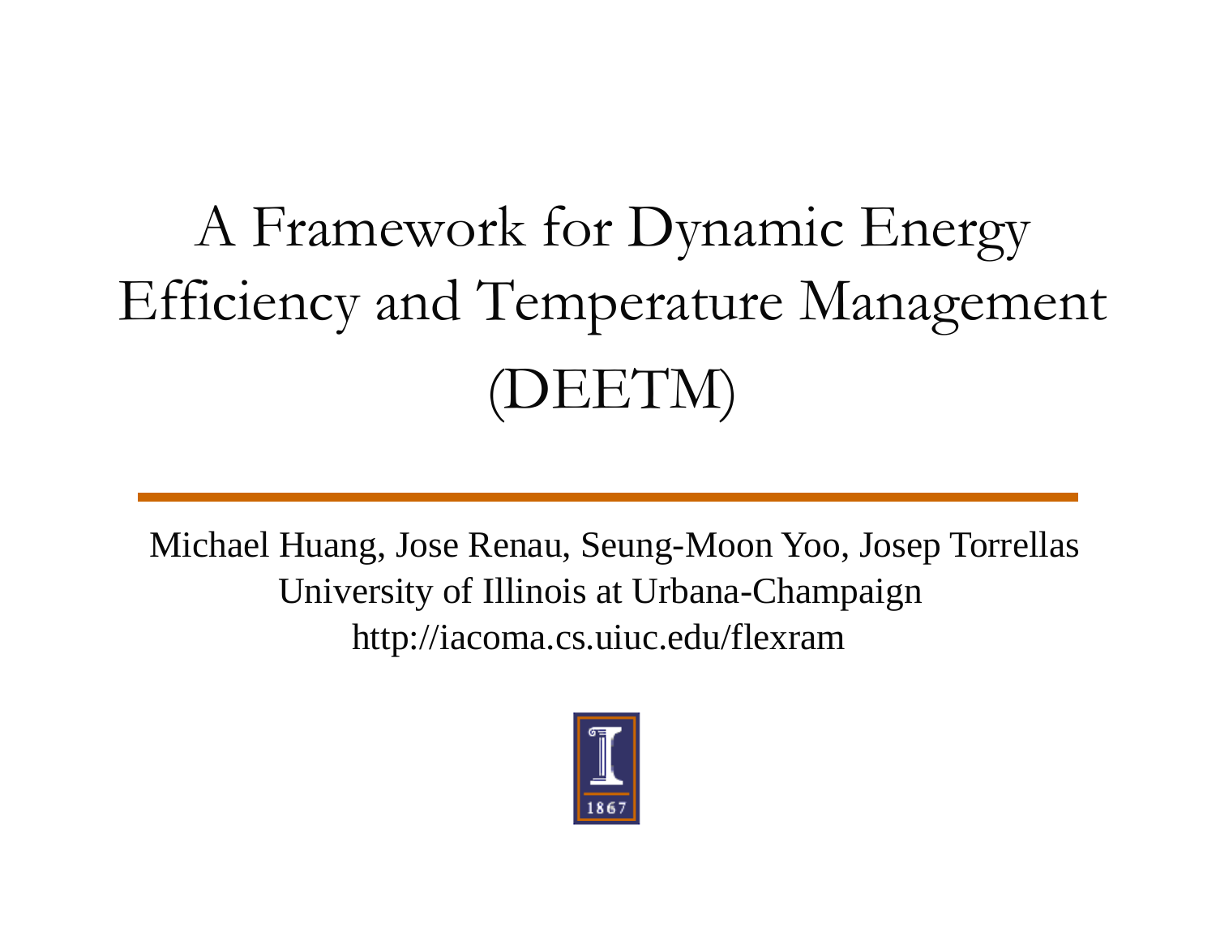# A Framework for Dynamic Energy Efficiency and Temperature Management (DEETM)

Michael Huang, Jose Renau, Seung-Moon Yoo, Josep Torrellas

University of Illinois at Urbana-Champaign

http://iacoma.cs.uiuc.edu/flexram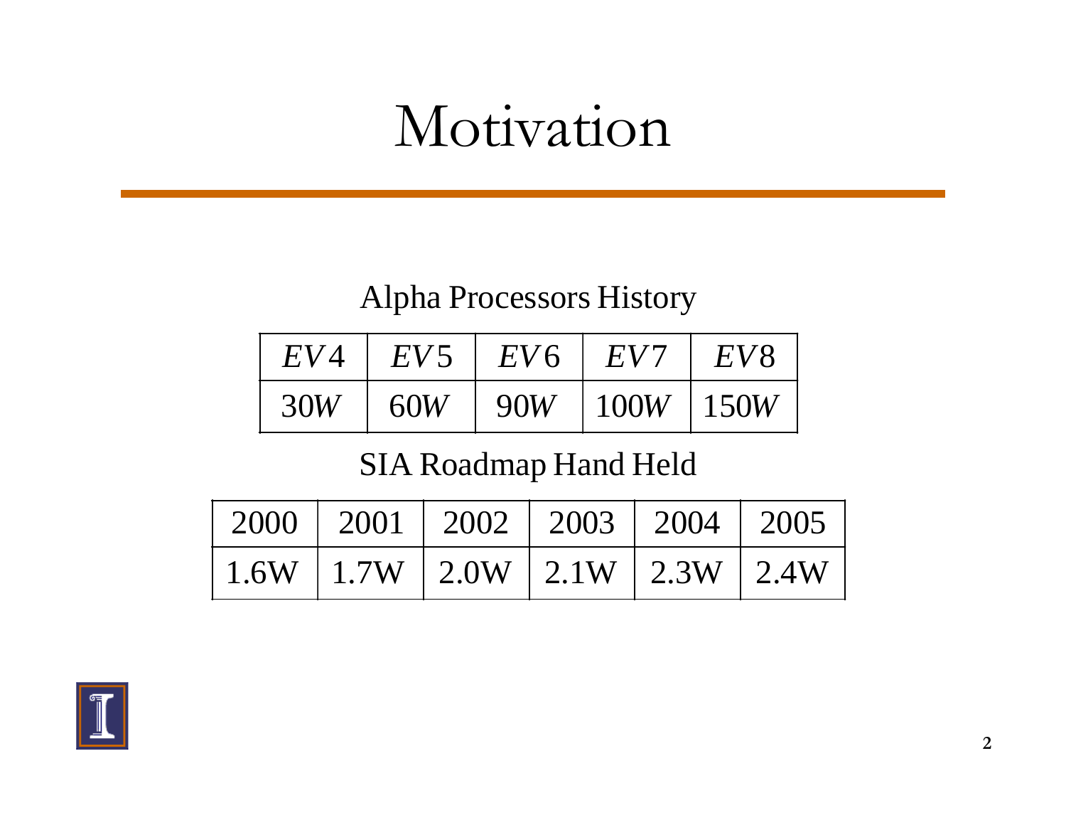# Motivation

Alpha Processors History

| $EV4$ | $EV5$ | $EV6$ | $EV7$ | $EV8$ |
|---|---|---|---|---|
| $30W$ | $60W$ | $90W$ | $100W$ | $150W$ |

SIA Roadmap Hand Held

| 2000 | 2001 | 2002 | 2003 | 2004 | 2005 |
|---|---|---|---|---|---|
| 1.6W | 1.7W | 2.0W | 2.1W | 2.3W | 2.4W |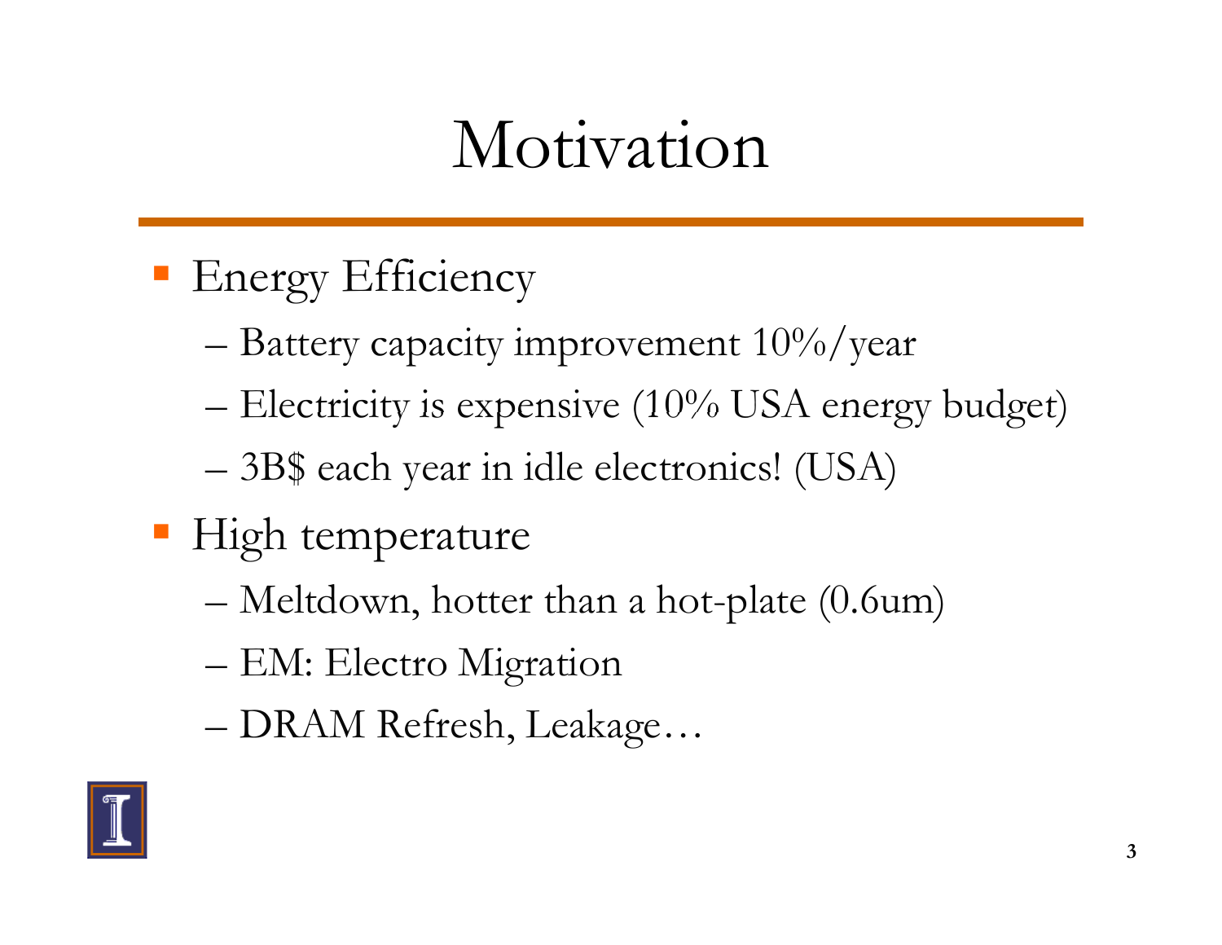# Motivation

- Energy Efficiency
  - Battery capacity improvement 10%/year
  - Electricity is expensive (10% USA energy budget)
  - 3B$ each year in idle electronics! (USA)
- High temperature
  - Meltdown, hotter than a hot-plate (0.6um)
  - EM: Electro Migration
  - DRAM Refresh, Leakage…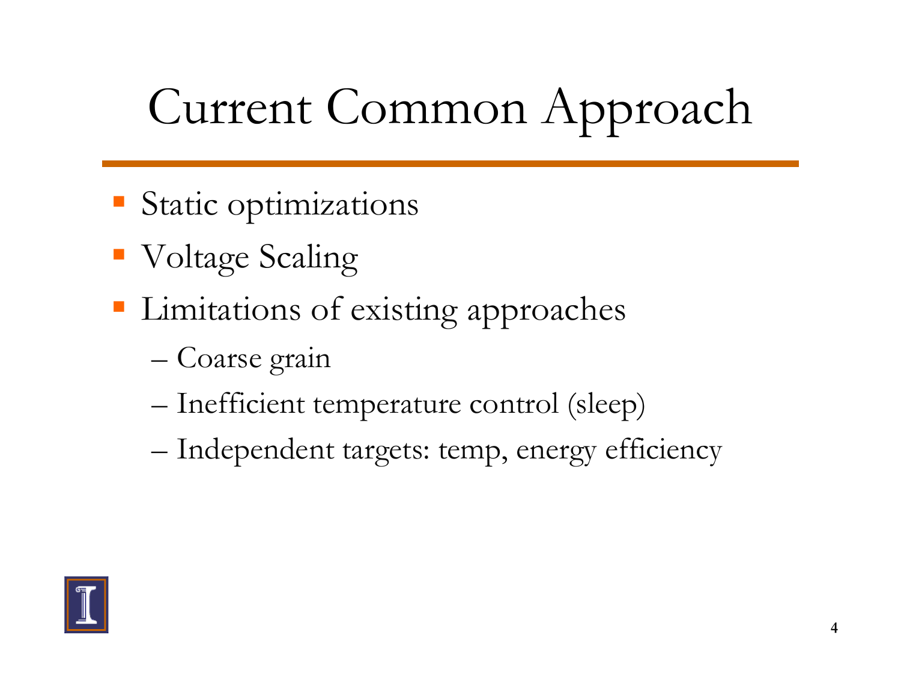# Current Common Approach

- Static optimizations
- Voltage Scaling
- Limitations of existing approaches
  - Coarse grain
  - Inefficient temperature control (sleep)
  - Independent targets: temp, energy efficiency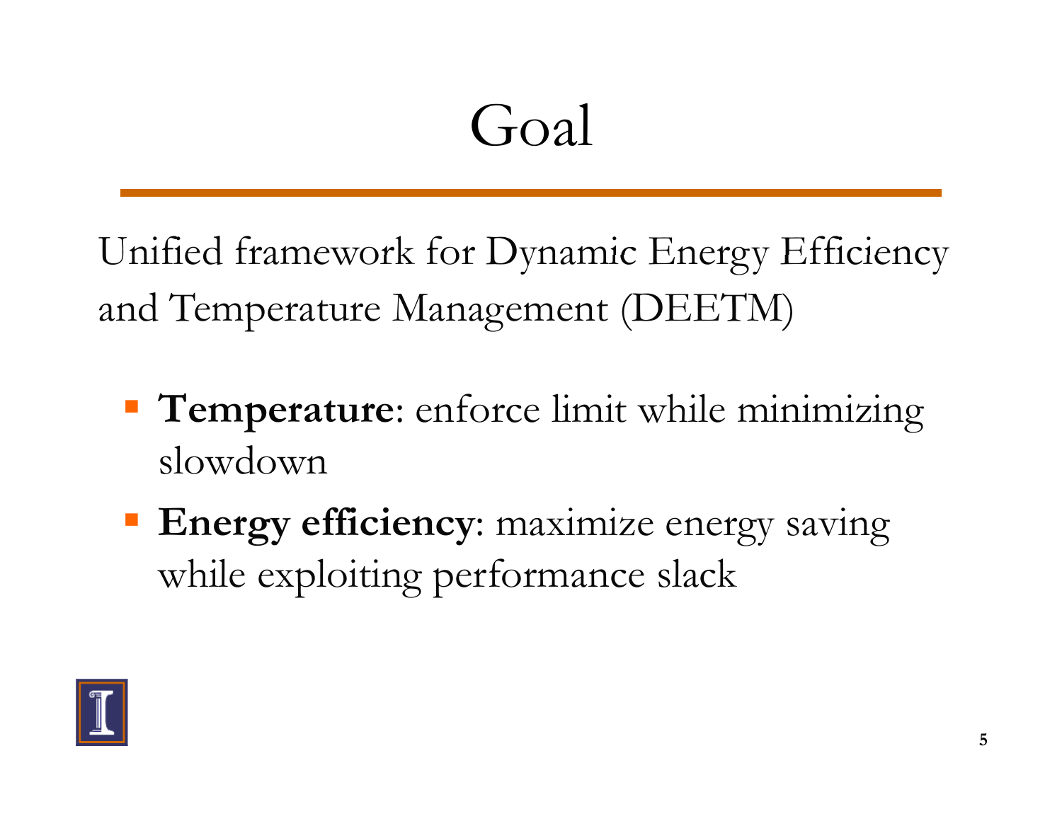# Goal

Unified framework for Dynamic Energy Efficiency and Temperature Management (DEETM)

- **Temperature**: enforce limit while minimizing slowdown
- **Energy efficiency**: maximize energy saving while exploiting performance slack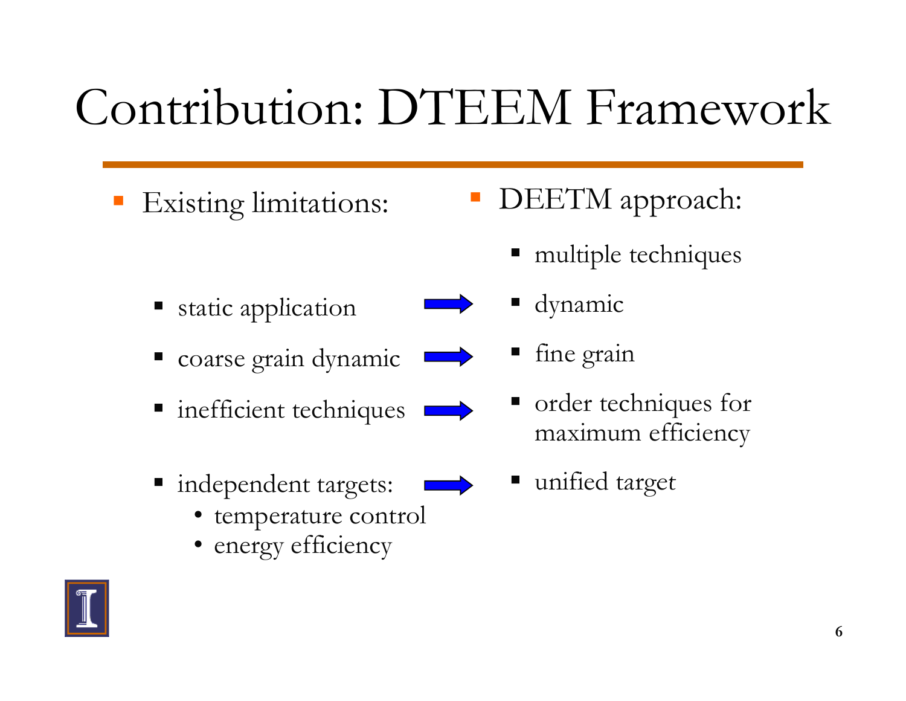# Contribution: DTEEM Framework

- Existing limitations:
  - static application → dynamic
  - coarse grain dynamic → fine grain
  - inefficient techniques → order techniques for maximum efficiency
  - independent targets: → unified target
    - temperature control
    - energy efficiency

- DEETM approach:
  - multiple techniques
  - dynamic
  - fine grain
  - order techniques for maximum efficiency
  - unified target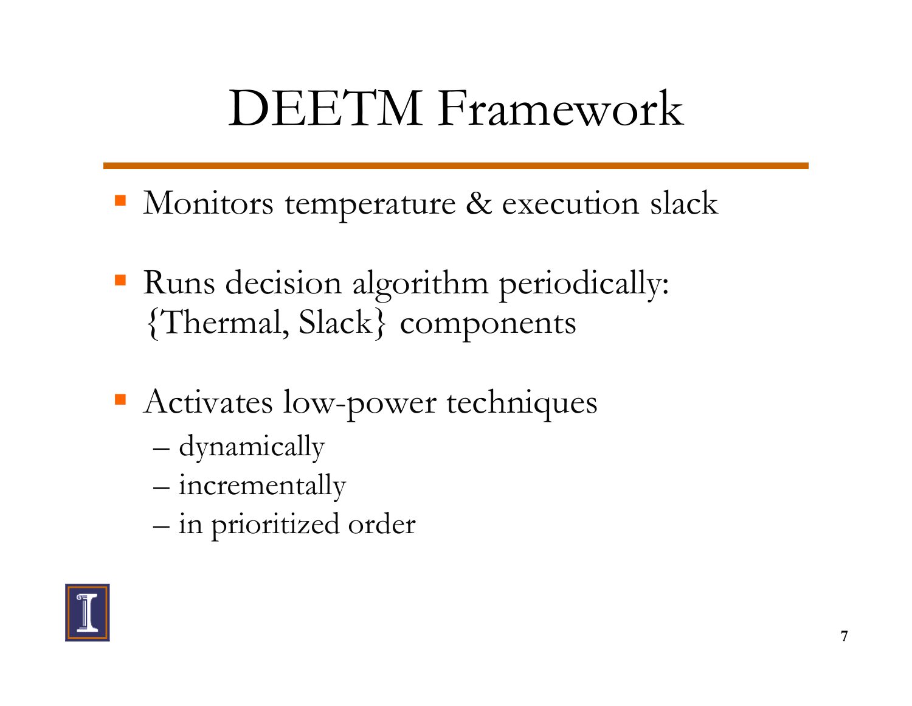# DEETM Framework

- Monitors temperature & execution slack
- Runs decision algorithm periodically: {Thermal, Slack} components
- Activates low-power techniques
  - dynamically
  - incrementally
  - in prioritized order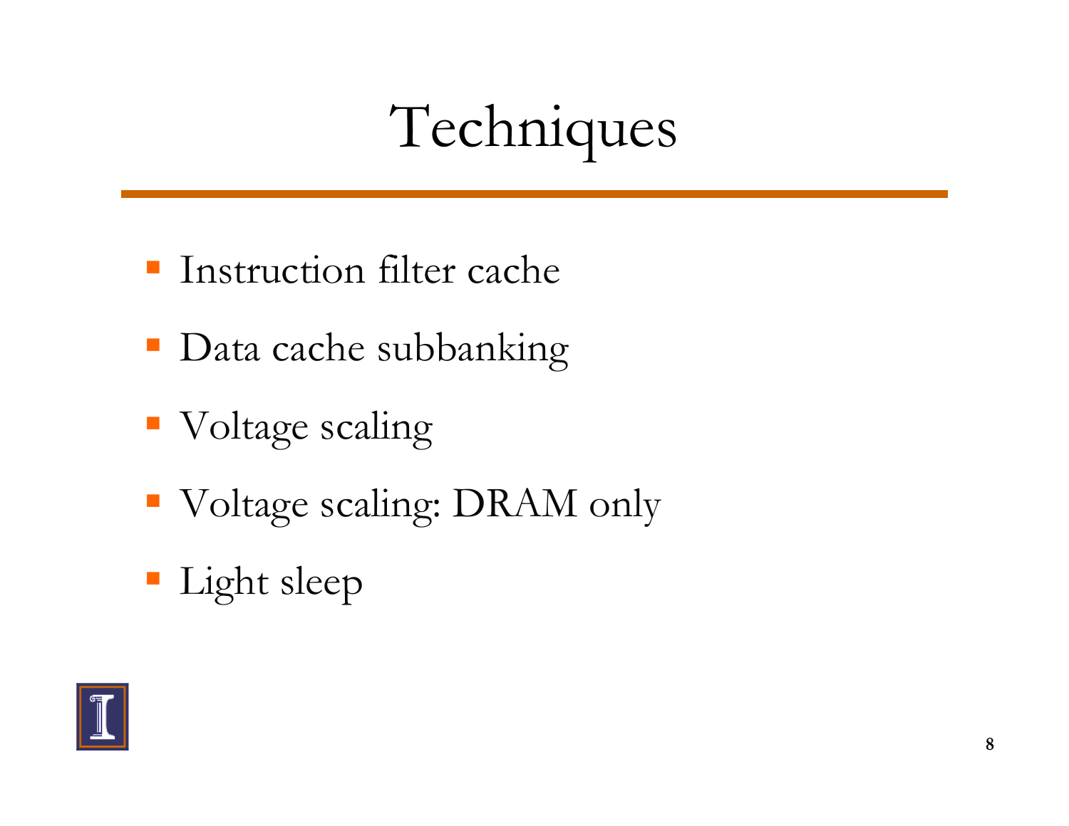# Techniques

- Instruction filter cache
- Data cache subbanking
- Voltage scaling
- Voltage scaling: DRAM only
- Light sleep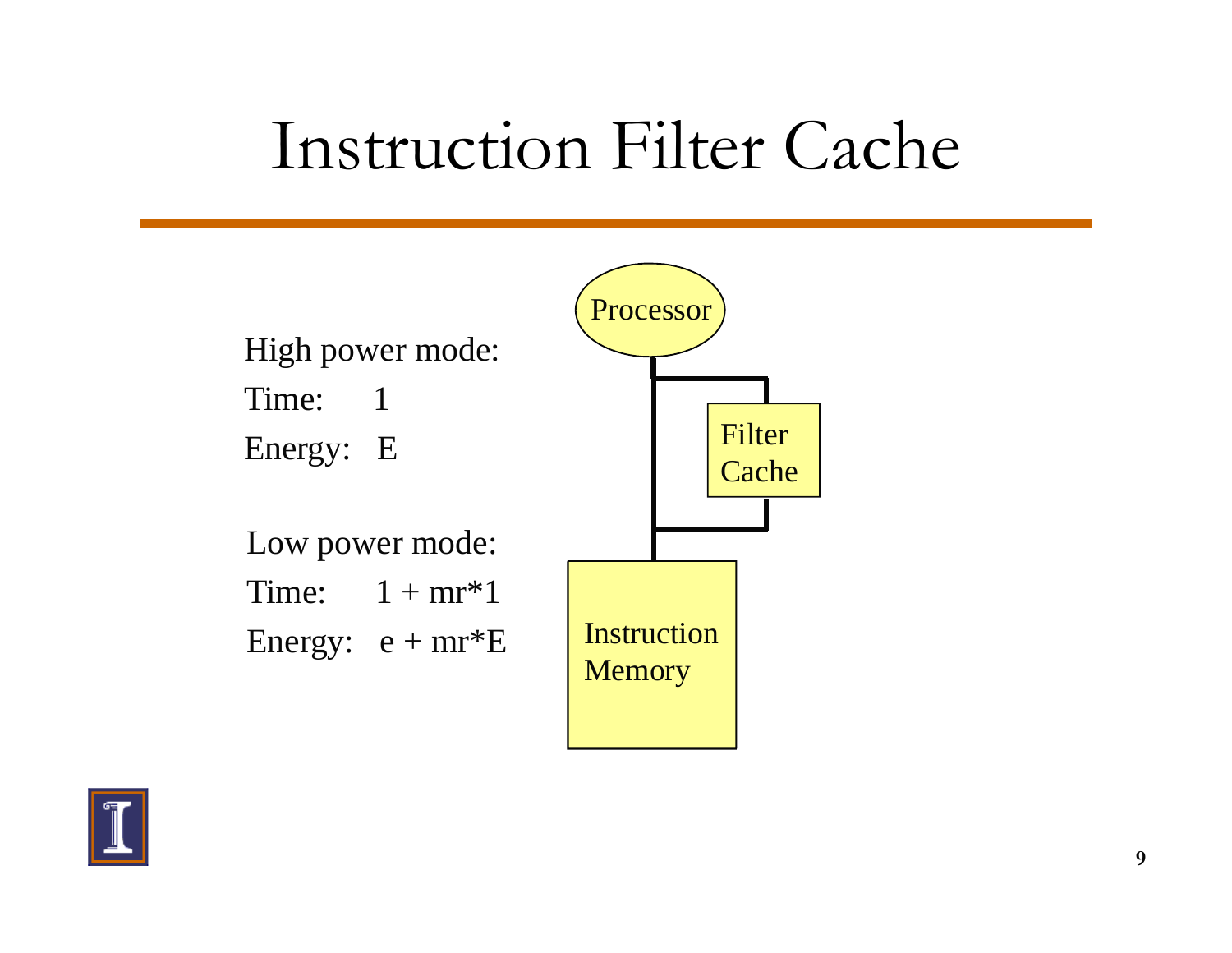# Instruction Filter Cache

High power mode:

Time: 1

Energy: E

Low power mode:

Time: $1 + mr*1$

Energy: $e + mr*E$

Processor

Filter Cache

Instruction Memory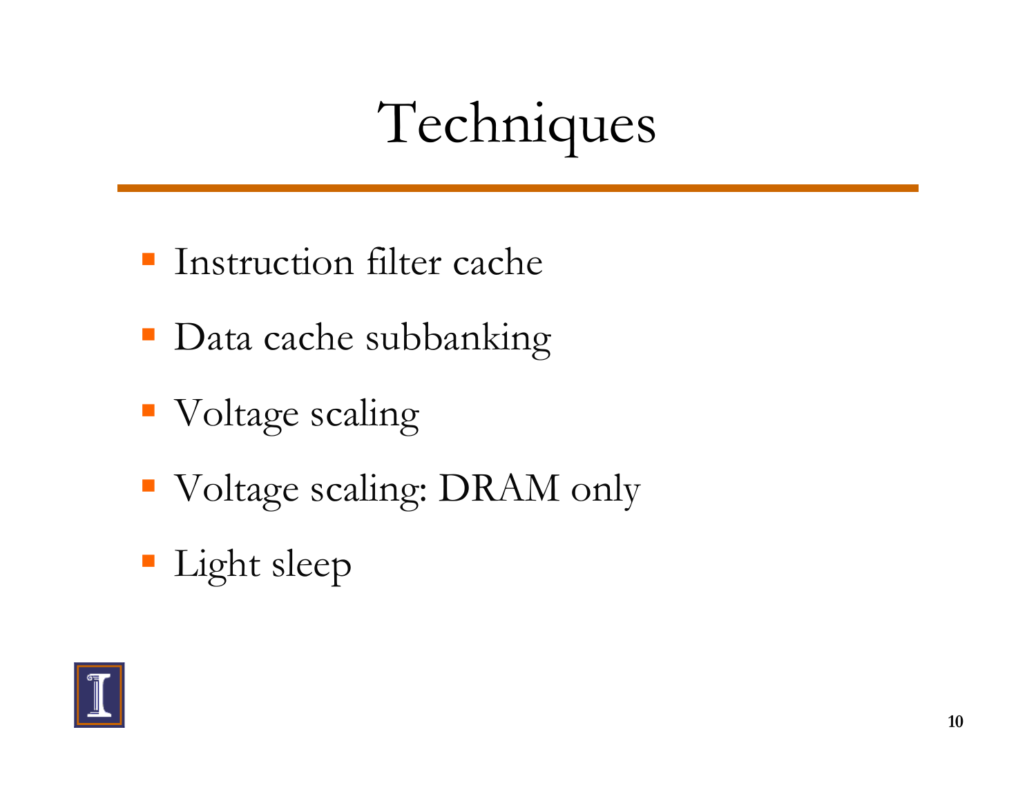# Techniques

- Instruction filter cache
- Data cache subbanking
- Voltage scaling
- Voltage scaling: DRAM only
- Light sleep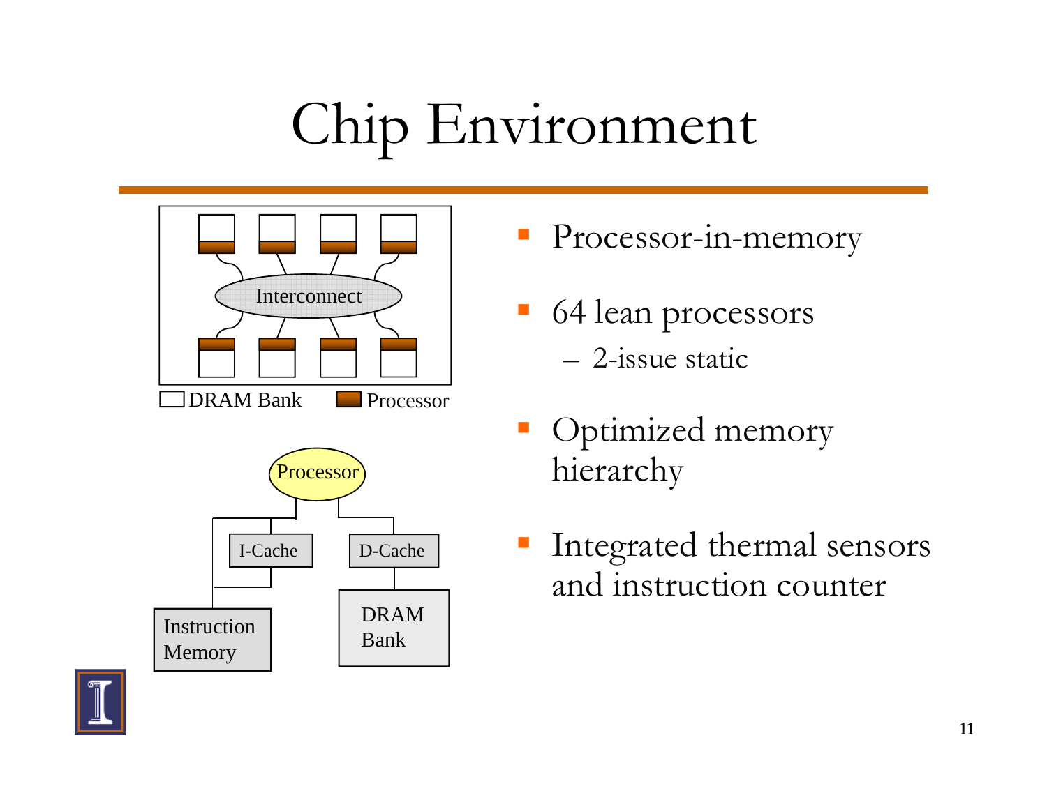# Chip Environment

Interconnect

DRAM Bank    Processor

Processor

I-Cache    D-Cache

Instruction Memory    DRAM Bank

- Processor-in-memory
- 64 lean processors
  - 2-issue static
- Optimized memory hierarchy
- Integrated thermal sensors and instruction counter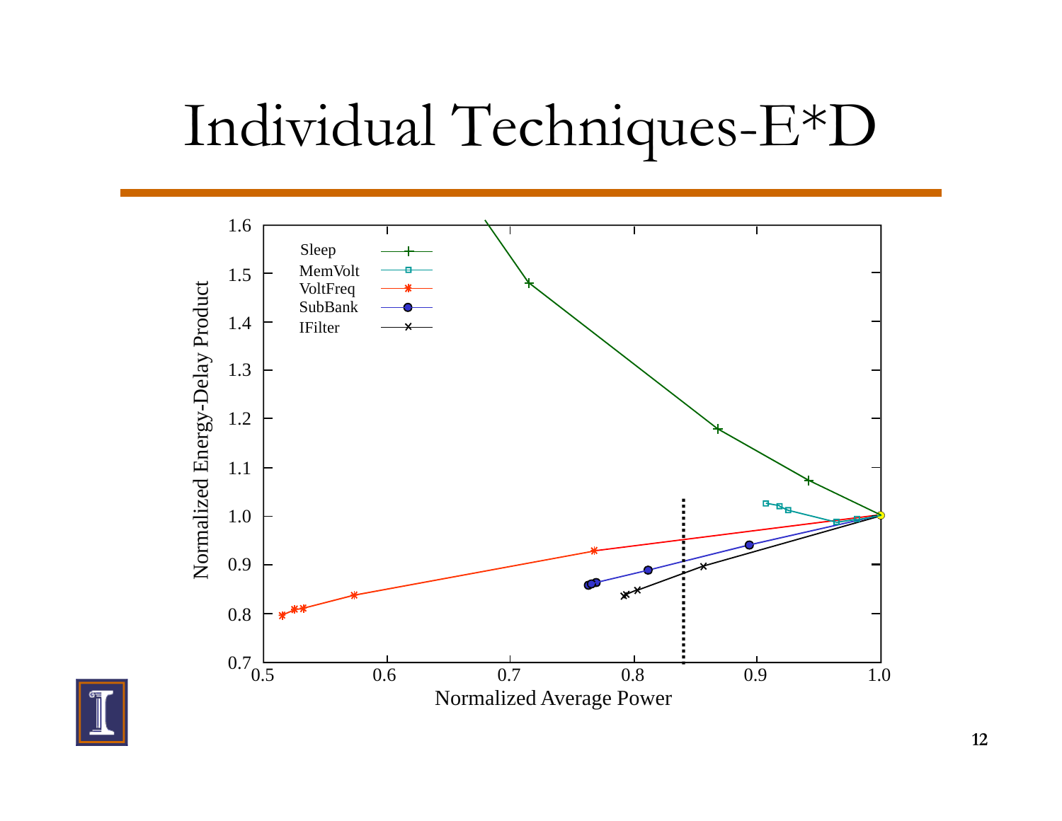# Individual Techniques-E*D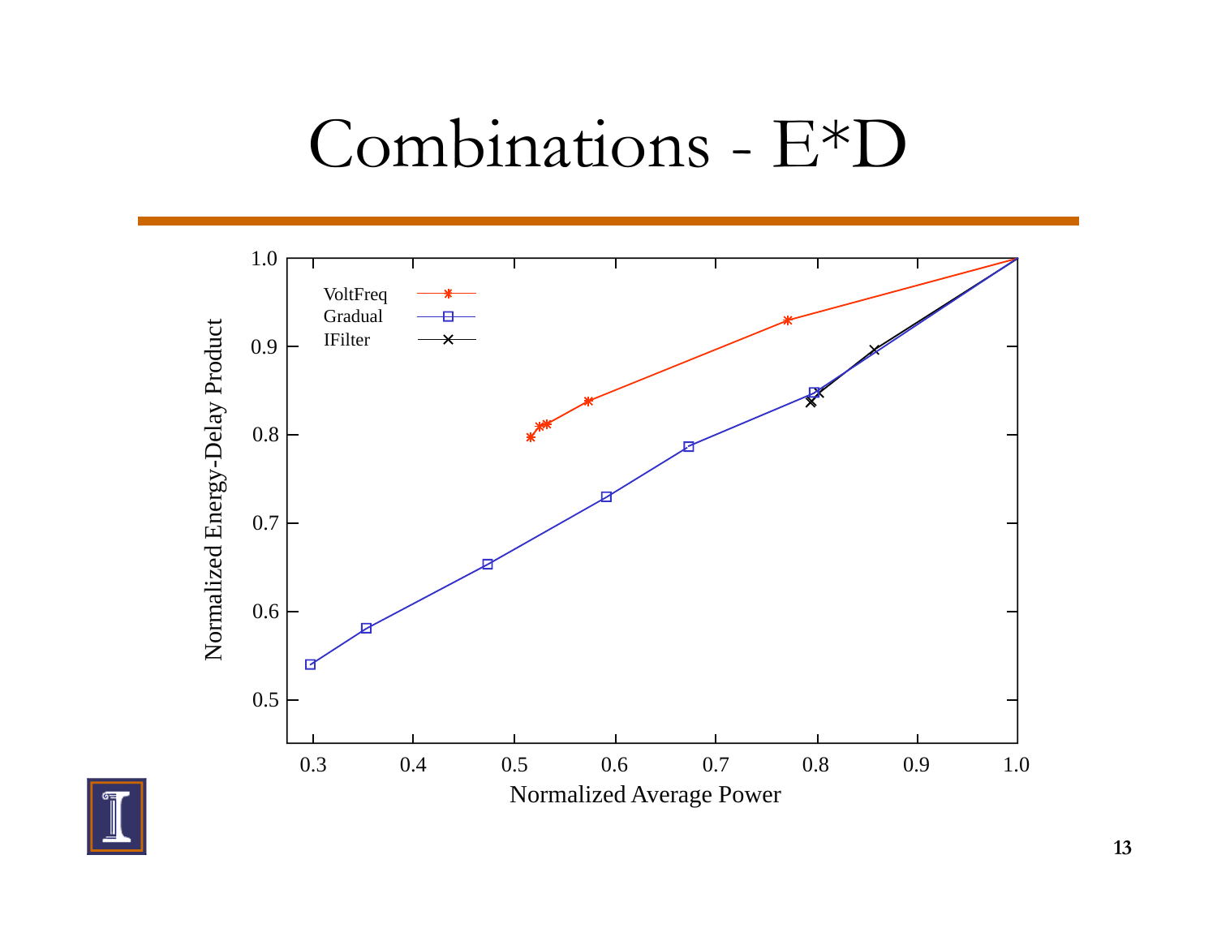# Combinations - E*D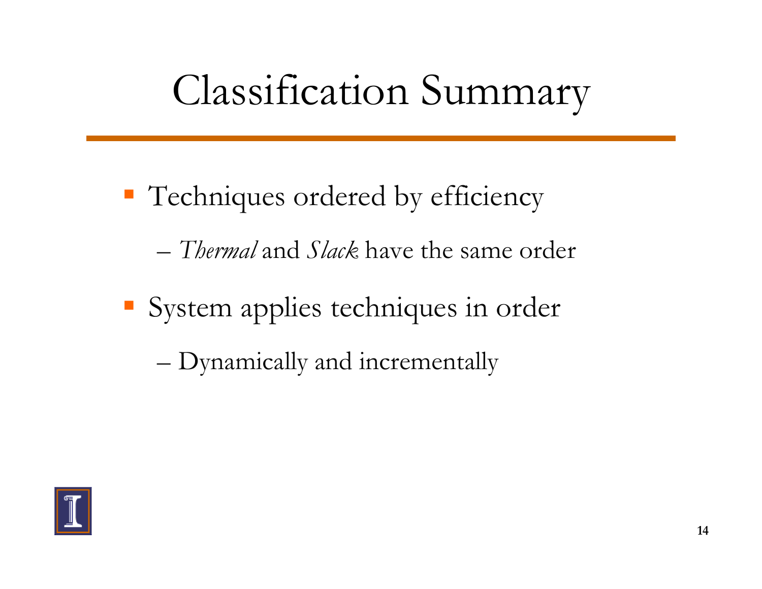# Classification Summary

- Techniques ordered by efficiency
  - *Thermal* and *Slack* have the same order
- System applies techniques in order
  - Dynamically and incrementally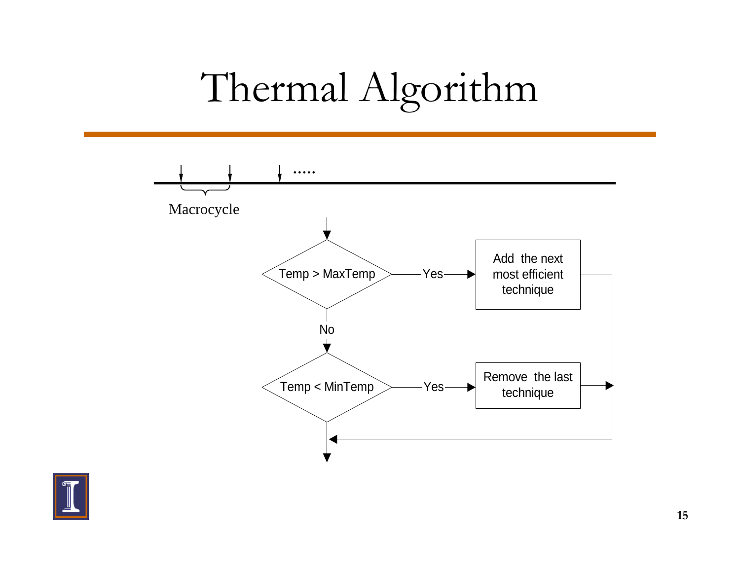# Thermal Algorithm

.....

Macrocycle

Temp > MaxTemp

Yes

Add the next most efficient technique

No

Temp < MinTemp

Yes

Remove the last technique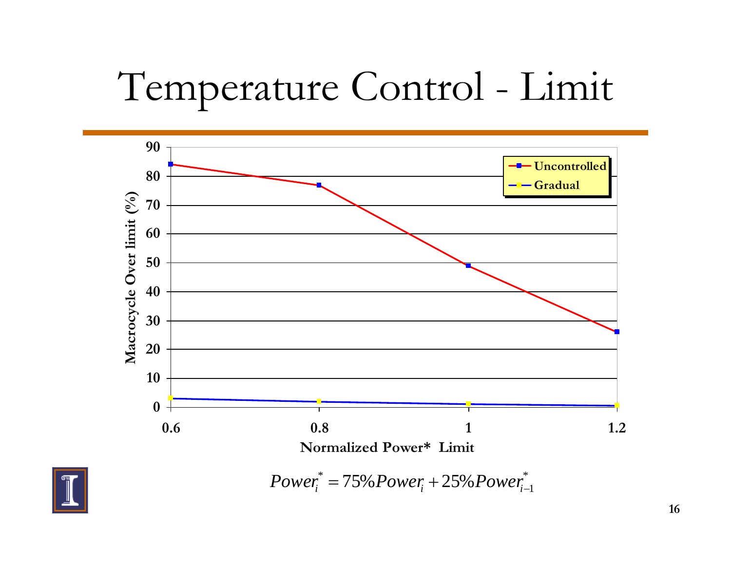# Temperature Control - Limit

| Normalized Power* Limit | Uncontrolled | Gradual |
| --- | --- | --- |
| 0.6 | 84 | 3 |
| 0.8 | 77 | 2 |
| 1 | 49 | 1 |
| 1.2 | 26 | 0.5 |

Y-axis: Macrocycle Over limit (%)

X-axis: Normalized Power* Limit

$$Power_i^* = 75\% Power_i + 25\% Power_{i-1}^*$$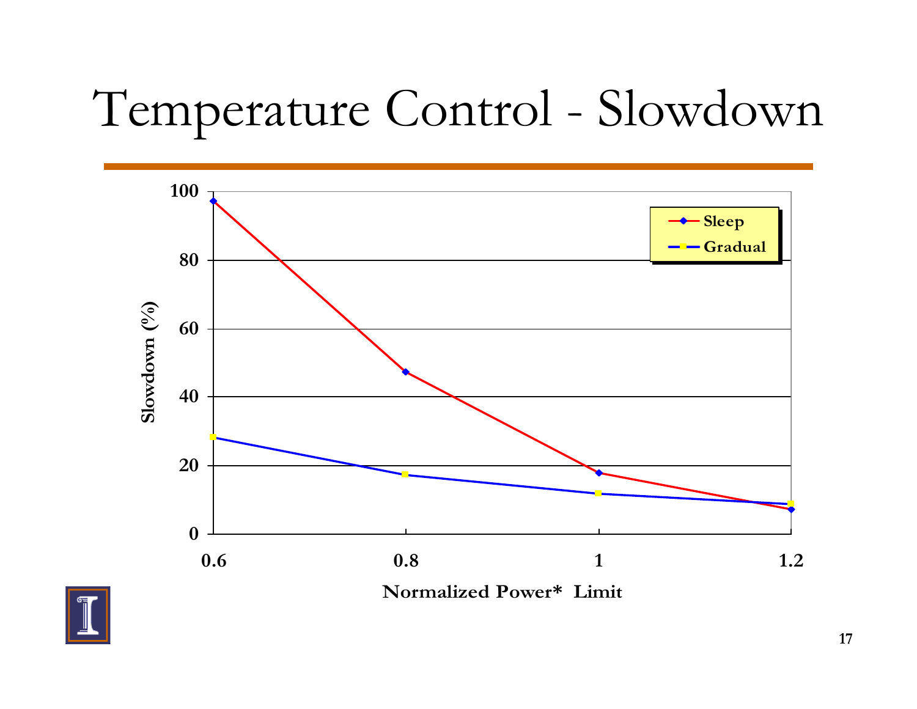# Temperature Control - Slowdown

| Normalized Power* Limit | Sleep Slowdown (%) | Gradual Slowdown (%) |
|---|---|---|
| 0.6 | 97 | 28 |
| 0.8 | 47 | 17 |
| 1 | 18 | 12 |
| 1.2 | 7 | 9 |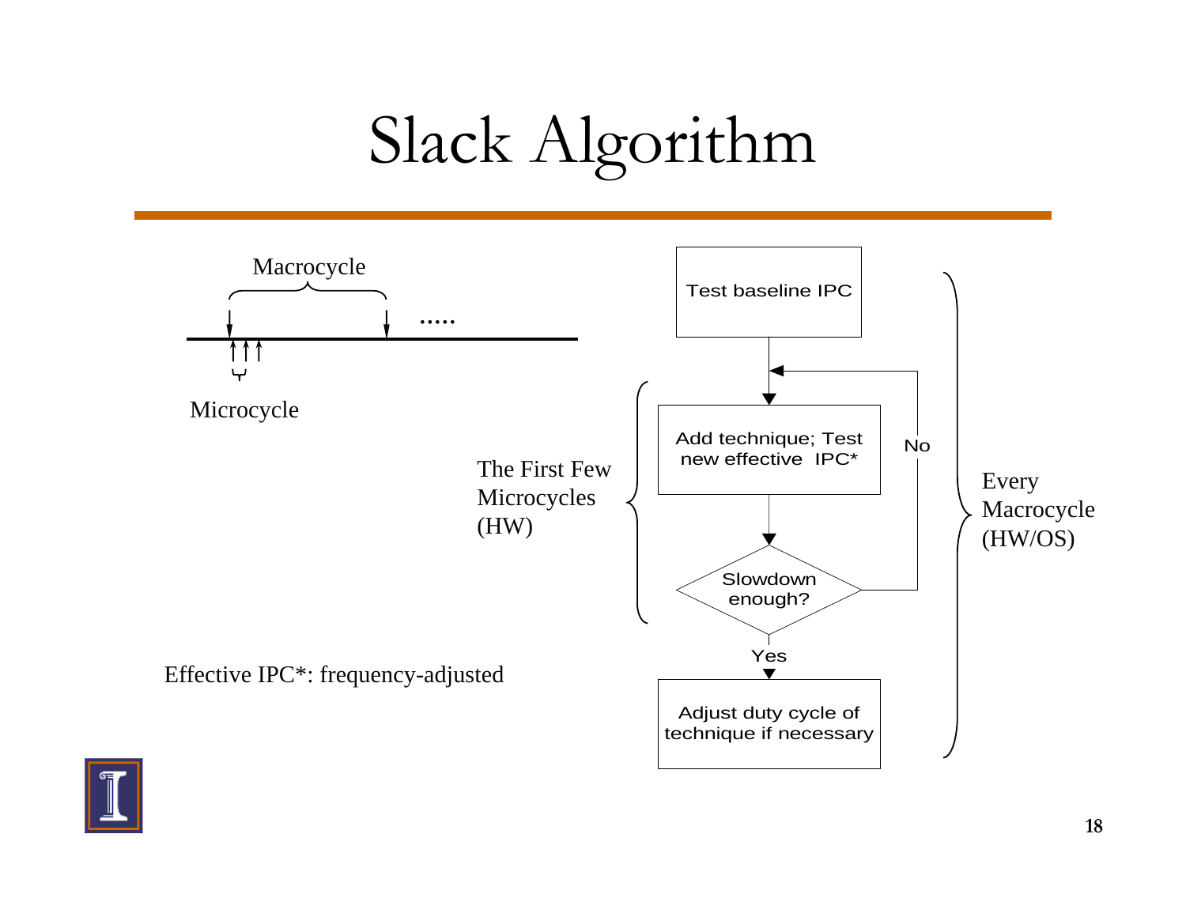# Slack Algorithm

Macrocycle

.....

Microcycle

Test baseline IPC

Add technique; Test new effective IPC*

Slowdown enough?

No

Yes

Adjust duty cycle of technique if necessary

The First Few Microcycles (HW)

Every Macrocycle (HW/OS)

Effective IPC*: frequency-adjusted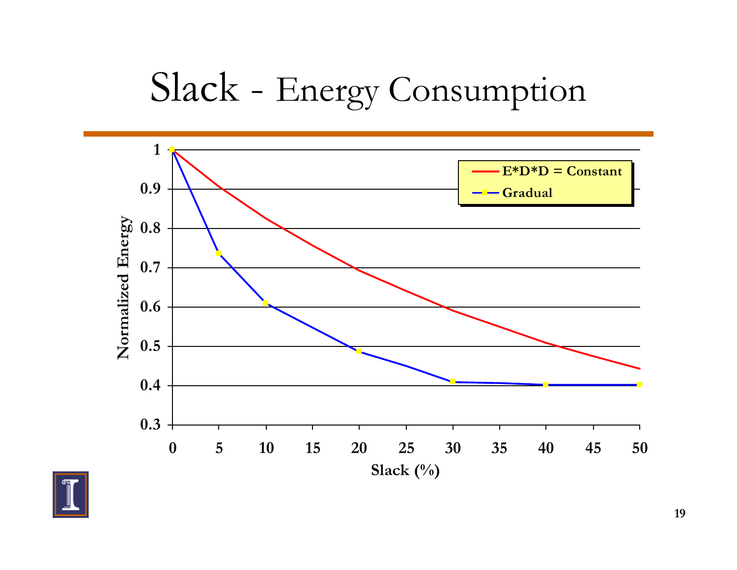# Slack - Energy Consumption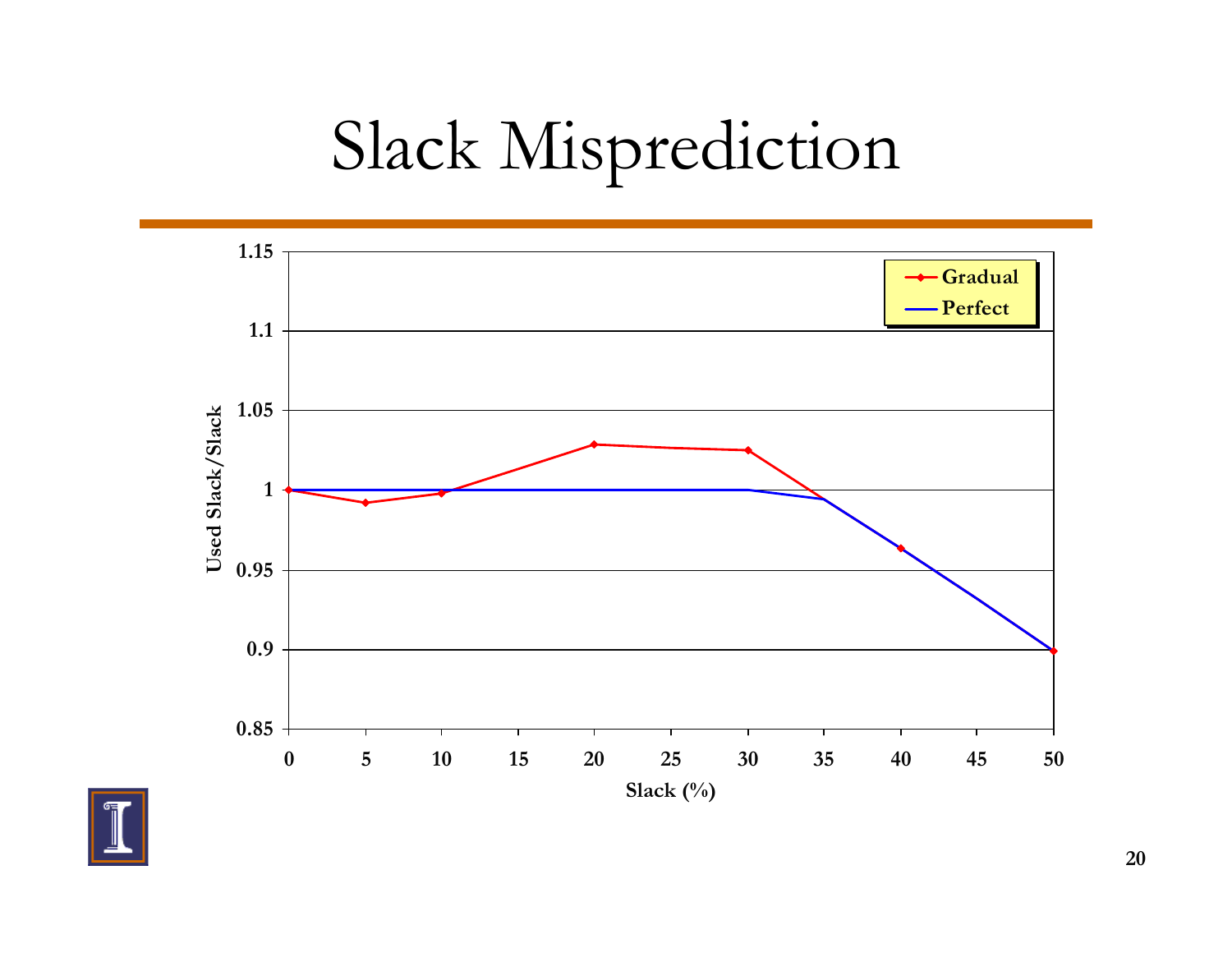# Slack Misprediction

| Slack (%) | 0 | 5 | 10 | 20 | 30 | 35 | 40 | 50 |
|---|---|---|---|---|---|---|---|---|
| Gradual | 1 | 0.992 | 0.998 | 1.029 | 1.025 | 0.994 | 0.964 | 0.899 |
| Perfect | 1 | 1 | 1 | 1 | 1 | 0.994 | 0.964 | 0.899 |

Y-axis: Used Slack/Slack (0.85 – 1.15)

X-axis: Slack (%) (0 – 50)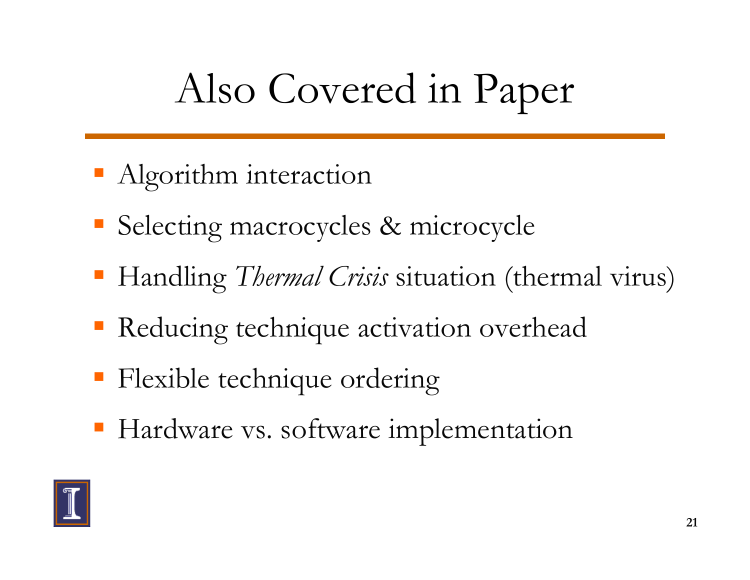# Also Covered in Paper

- Algorithm interaction
- Selecting macrocycles & microcycle
- Handling *Thermal Crisis* situation (thermal virus)
- Reducing technique activation overhead
- Flexible technique ordering
- Hardware vs. software implementation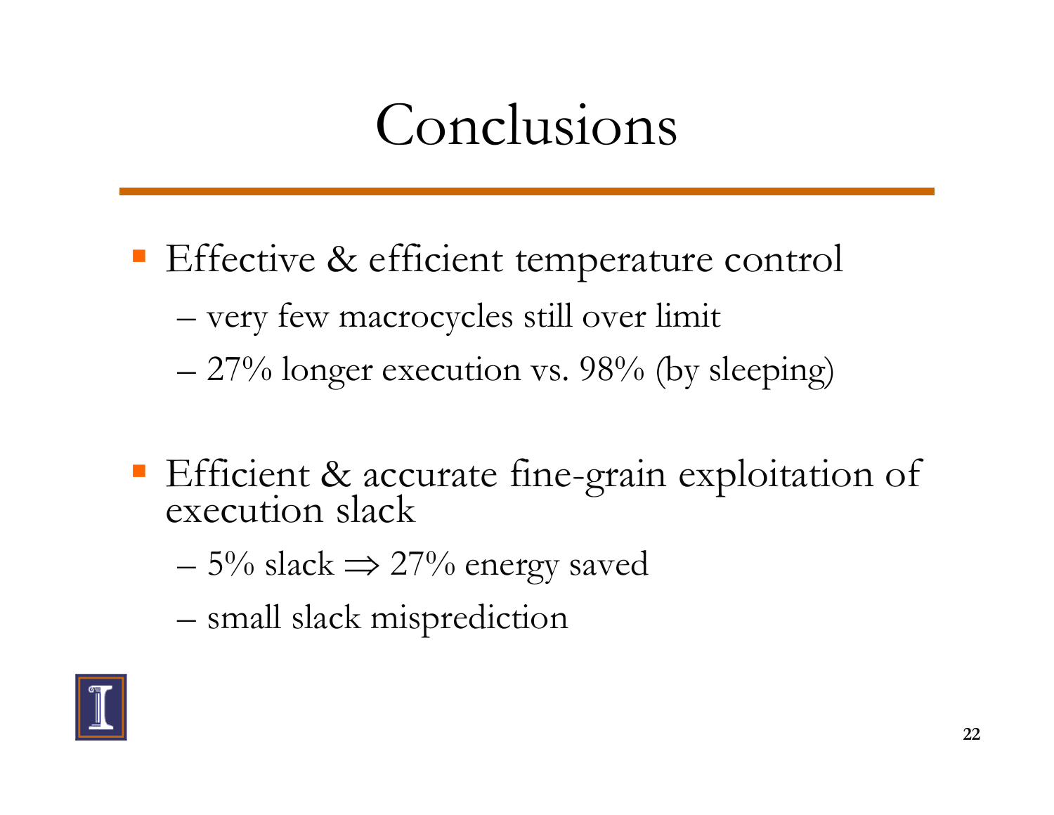# Conclusions

- Effective & efficient temperature control
  - very few macrocycles still over limit
  - 27% longer execution vs. 98% (by sleeping)

- Efficient & accurate fine-grain exploitation of execution slack
  - 5% slack $\Rightarrow$ 27% energy saved
  - small slack misprediction